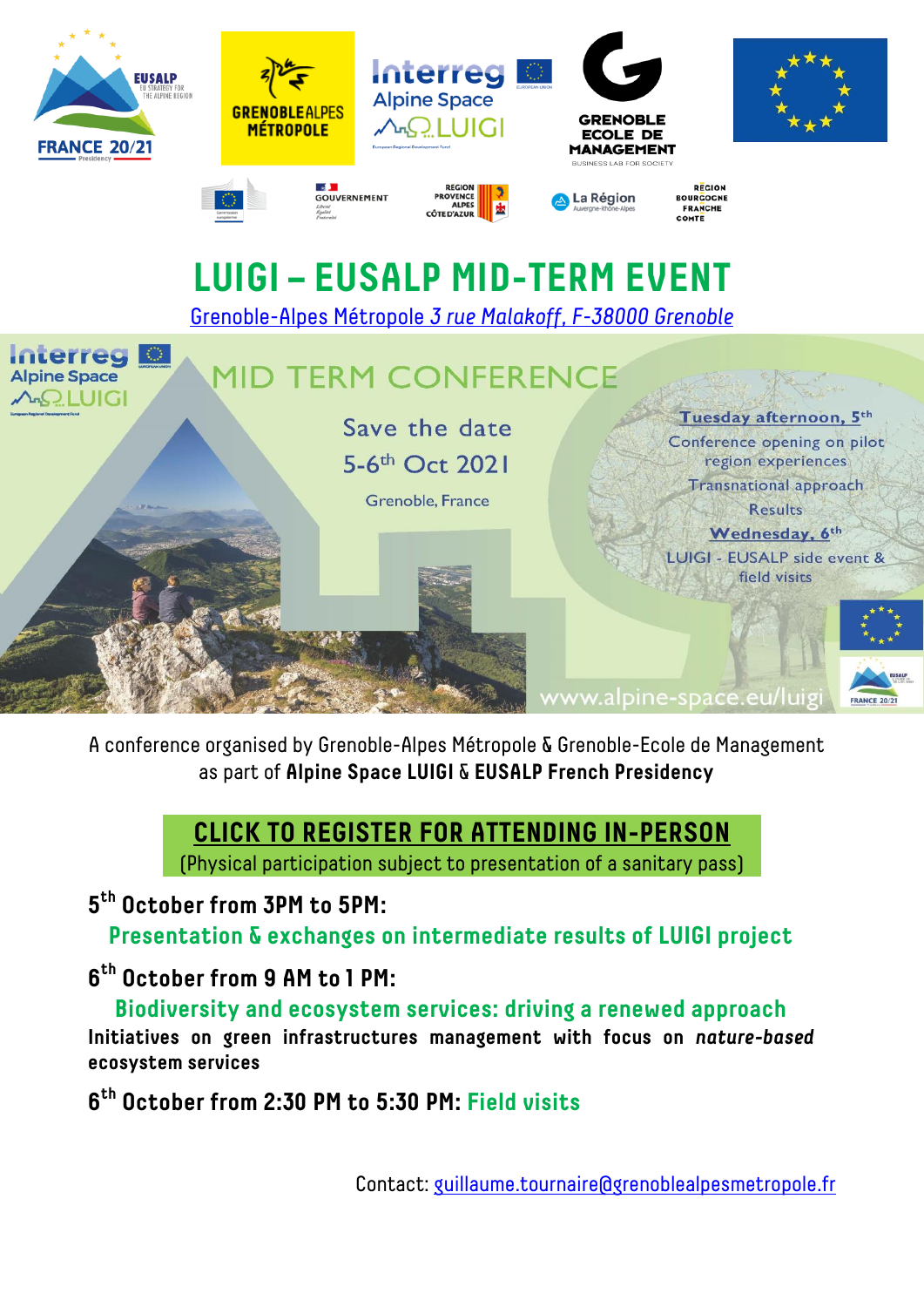# LUIGI – EUSALP MID-TERM EVENT

Grenoble-Alpes Métropole *3 rue Malakoff, F-38000 Grenoble*

## MID TERM CONFERENCE

Save the date

5-6th Oct 2021

Grenoble, France

**Tuesday afternoon, 5th**

Conference opening on pilot region experiences

Transnational approach

Results

**Wednesday, 6th**

LUIGI - EUSALP side event & field visits

www.alpine-space.eu/luigi

A conference organised by Grenoble-Alpes Métropole & Grenoble-Ecole de Management as part of **Alpine Space LUIGI & EUSALP French Presidency**

**CLICK TO REGISTER FOR ATTENDING IN-PERSON**

(Physical participation subject to presentation of a sanitary pass)

**5th October from 3PM to 5PM:**

**Presentation & exchanges on intermediate results of LUIGI project**

**6th October from 9 AM to 1 PM:**

**Biodiversity and ecosystem services: driving a renewed approach**

**Initiatives on green infrastructures management with focus on *nature-based* ecosystem services**

**6th October from 2:30 PM to 5:30 PM: Field visits**

Contact: guillaume.tournaire@grenoblealpesmetropole.fr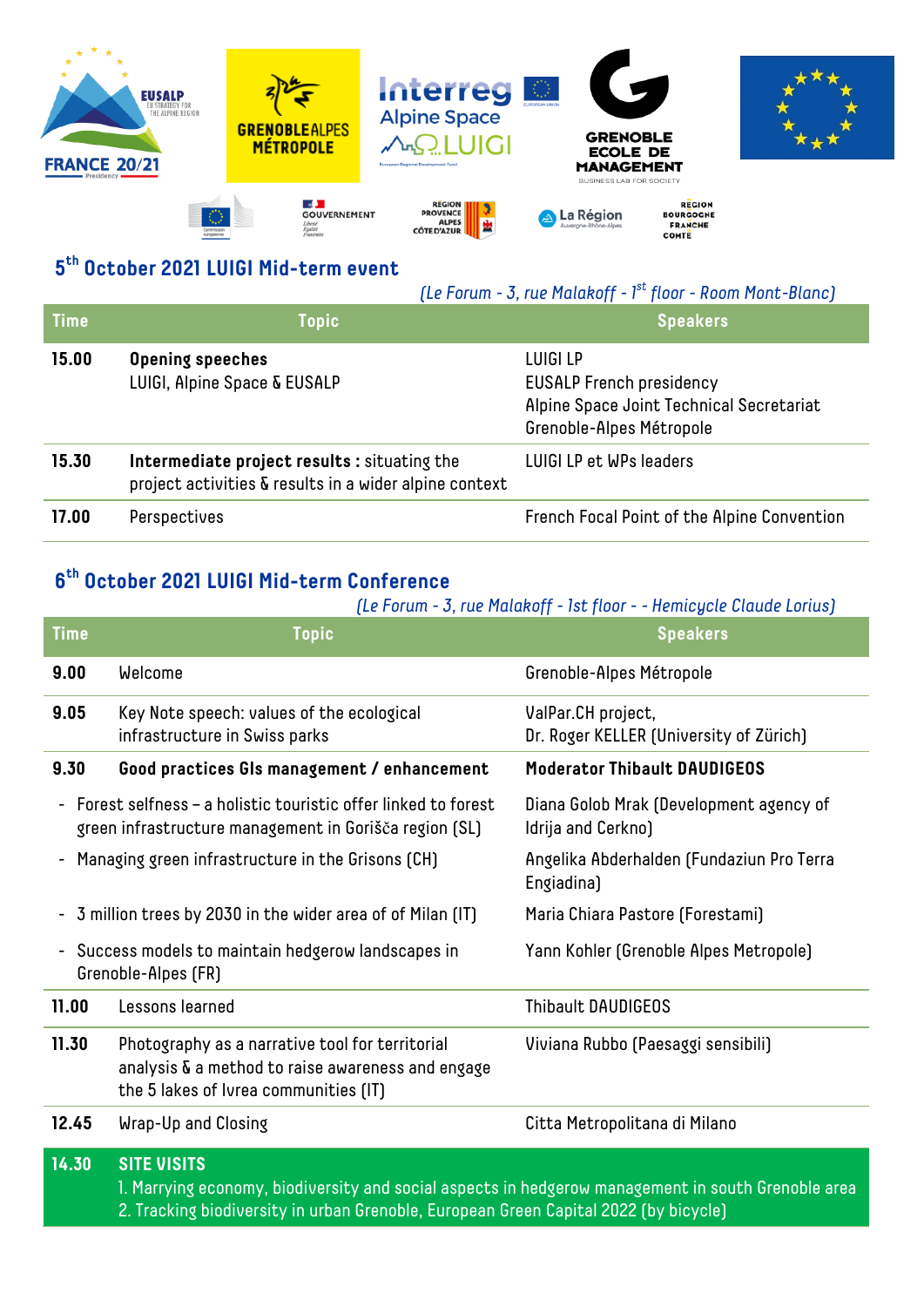EUSALP EU STRATEGY FOR THE ALPINE REGION
FRANCE 20/21 Presidency

GRENOBLEALPES MÉTROPOLE

Interreg Alpine Space LUIGI

GRENOBLE ECOLE DE MANAGEMENT BUSINESS LAB FOR SOCIETY

GOUVERNEMENT

RÉGION PROVENCE ALPES CÔTE D'AZUR

La Région Auvergne-Rhône-Alpes

RÉGION BOURGOGNE FRANCHE COMTÉ

## 5th October 2021 LUIGI Mid-term event

*(Le Forum - 3, rue Malakoff - 1st floor - Room Mont-Blanc)*

| Time | Topic | Speakers |
|---|---|---|
| 15.00 | **Opening speeches**<br>LUIGI, Alpine Space & EUSALP | LUIGI LP<br>EUSALP French presidency<br>Alpine Space Joint Technical Secretariat<br>Grenoble-Alpes Métropole |
| 15.30 | **Intermediate project results :** situating the project activities & results in a wider alpine context | LUIGI LP et WPs leaders |
| 17.00 | Perspectives | French Focal Point of the Alpine Convention |

## 6th October 2021 LUIGI Mid-term Conference

*(Le Forum - 3, rue Malakoff - 1st floor - - Hemicycle Claude Lorius)*

| Time | Topic | Speakers |
|---|---|---|
| 9.00 | Welcome | Grenoble-Alpes Métropole |
| 9.05 | Key Note speech: values of the ecological infrastructure in Swiss parks | ValPar.CH project,<br>Dr. Roger KELLER (University of Zürich) |
| 9.30 | **Good practices GIs management / enhancement** | **Moderator Thibault DAUDIGEOS** |
| | - Forest selfness – a holistic touristic offer linked to forest green infrastructure management in Gorišča region (SL) | Diana Golob Mrak (Development agency of Idrija and Cerkno) |
| | - Managing green infrastructure in the Grisons (CH) | Angelika Abderhalden (Fundaziun Pro Terra Engiadina) |
| | - 3 million trees by 2030 in the wider area of of Milan (IT) | Maria Chiara Pastore (Forestami) |
| | - Success models to maintain hedgerow landscapes in Grenoble-Alpes (FR) | Yann Kohler (Grenoble Alpes Metropole) |
| 11.00 | Lessons learned | Thibault DAUDIGEOS |
| 11.30 | Photography as a narrative tool for territorial analysis & a method to raise awareness and engage the 5 lakes of Ivrea communities (IT) | Viviana Rubbo (Paesaggi sensibili) |
| 12.45 | Wrap-Up and Closing | Citta Metropolitana di Milano |
| 14.30 | **SITE VISITS**<br>1. Marrying economy, biodiversity and social aspects in hedgerow management in south Grenoble area<br>2. Tracking biodiversity in urban Grenoble, European Green Capital 2022 (by bicycle) | |